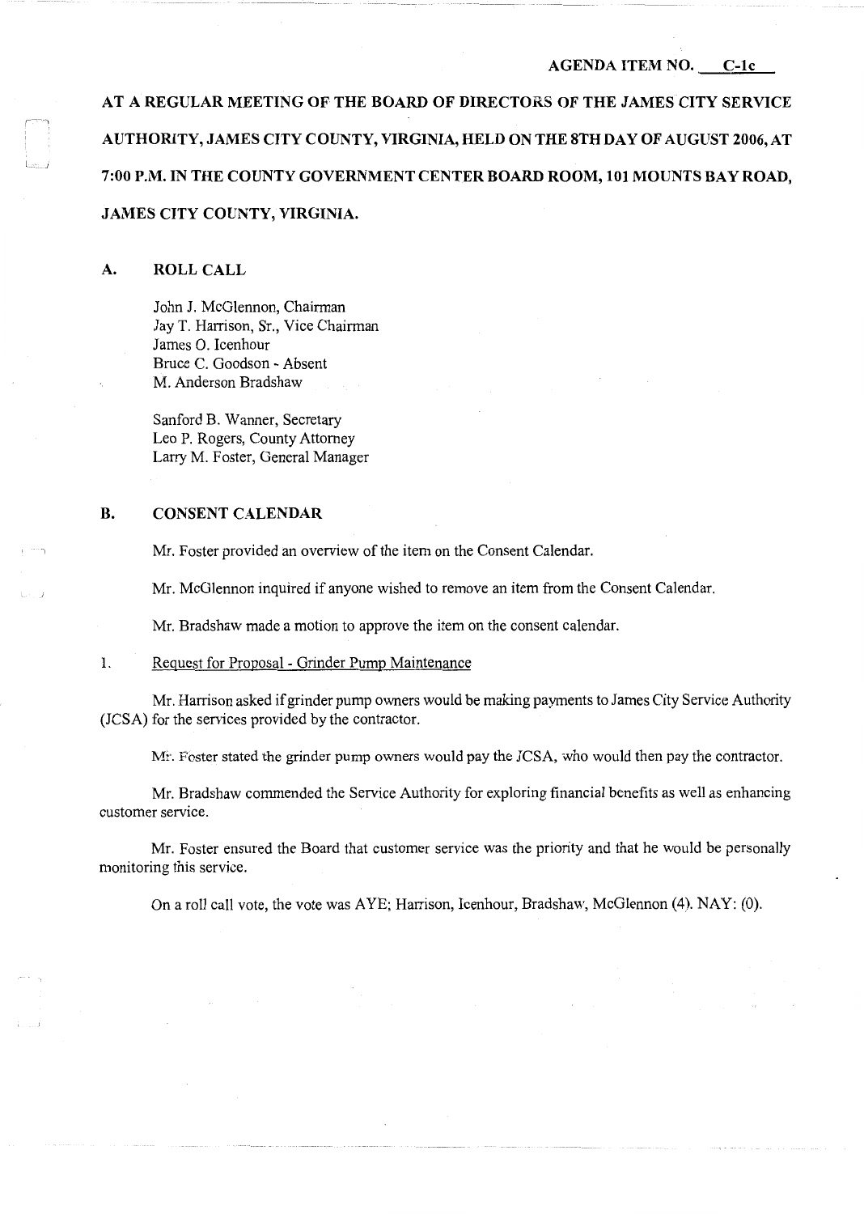AGENDA ITEM NO. C-1c

**AT A REGULAR MEETING OF THE BOARD OF DIRECTORS OF THE JAMES CITY SERVICE AUTHORITY, JAMES CITY COUNTY, VIRGINIA, HELD ON THE 8TH DAY OF AUGUST 2006, AT 7:00 P.M. IN THE COUNTY GOVERNMENT CENTER BOARD ROOM, 101 MOUNTS BAY ROAD, JAMES CITY COUNTY, VIRGINIA.**

## A. ROLL CALL

John J. McGlennon, Chairman
Jay T. Harrison, Sr., Vice Chairman
James O. Icenhour
Bruce C. Goodson - Absent
M. Anderson Bradshaw

Sanford B. Wanner, Secretary
Leo P. Rogers, County Attorney
Larry M. Foster, General Manager

## B. CONSENT CALENDAR

Mr. Foster provided an overview of the item on the Consent Calendar.

Mr. McGlennon inquired if anyone wished to remove an item from the Consent Calendar.

Mr. Bradshaw made a motion to approve the item on the consent calendar.

1. Request for Proposal - Grinder Pump Maintenance

Mr. Harrison asked if grinder pump owners would be making payments to James City Service Authority (JCSA) for the services provided by the contractor.

Mr. Foster stated the grinder pump owners would pay the JCSA, who would then pay the contractor.

Mr. Bradshaw commended the Service Authority for exploring financial benefits as well as enhancing customer service.

Mr. Foster ensured the Board that customer service was the priority and that he would be personally monitoring this service.

On a roll call vote, the vote was AYE; Harrison, Icenhour, Bradshaw, McGlennon (4). NAY: (0).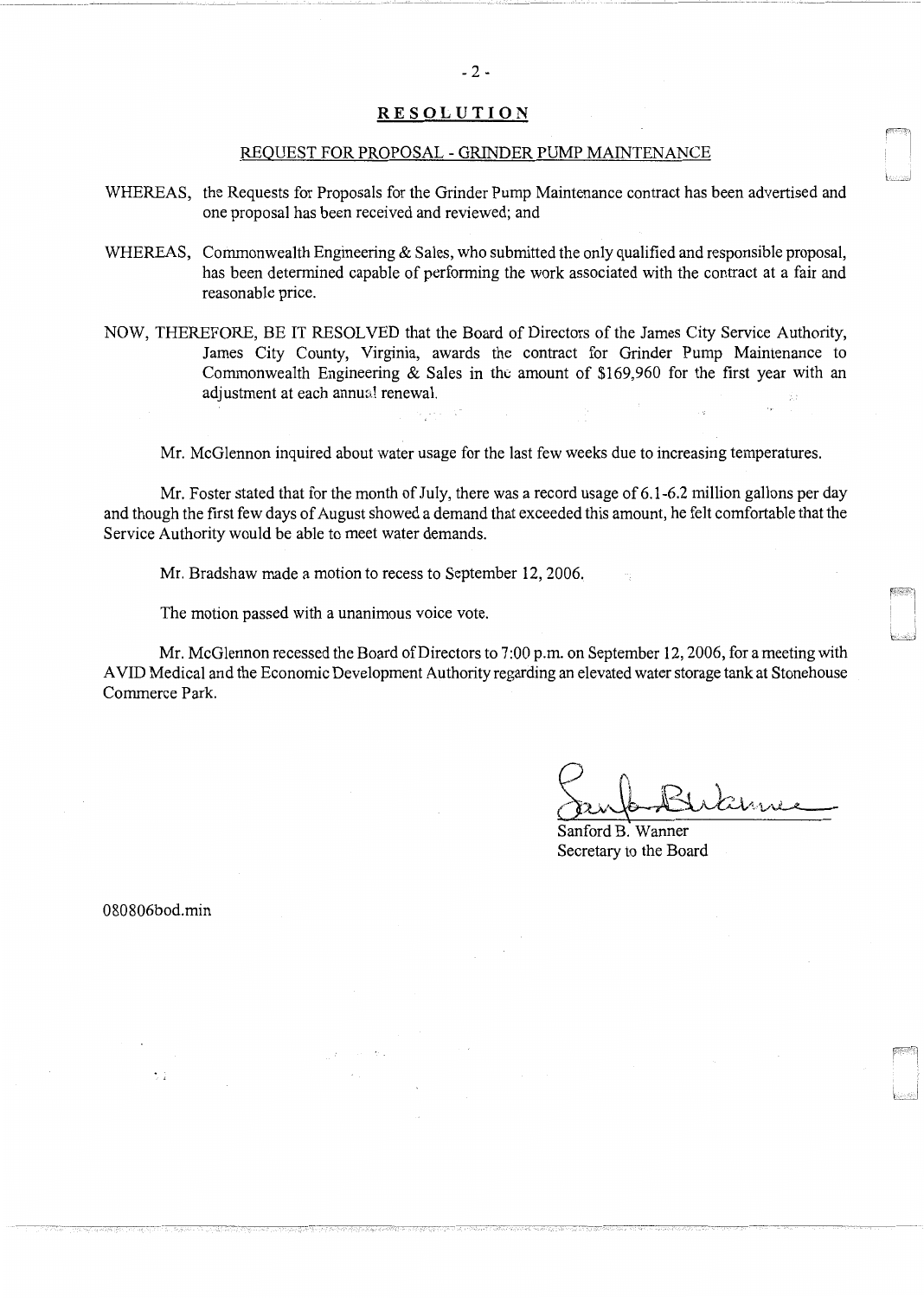## RESOLUTION

### REQUEST FOR PROPOSAL - GRINDER PUMP MAINTENANCE

WHEREAS, the Requests for Proposals for the Grinder Pump Maintenance contract has been advertised and one proposal has been received and reviewed; and

WHEREAS, Commonwealth Engineering & Sales, who submitted the only qualified and responsible proposal, has been determined capable of performing the work associated with the contract at a fair and reasonable price.

NOW, THEREFORE, BE IT RESOLVED that the Board of Directors of the James City Service Authority, James City County, Virginia, awards the contract for Grinder Pump Maintenance to Commonwealth Engineering & Sales in the amount of $169,960 for the first year with an adjustment at each annual renewal.

Mr. McGlennon inquired about water usage for the last few weeks due to increasing temperatures.

Mr. Foster stated that for the month of July, there was a record usage of 6.1-6.2 million gallons per day and though the first few days of August showed a demand that exceeded this amount, he felt comfortable that the Service Authority would be able to meet water demands.

Mr. Bradshaw made a motion to recess to September 12, 2006.

The motion passed with a unanimous voice vote.

Mr. McGlennon recessed the Board of Directors to 7:00 p.m. on September 12, 2006, for a meeting with AVID Medical and the Economic Development Authority regarding an elevated water storage tank at Stonehouse Commerce Park.

Sanford B. Wanner
Secretary to the Board

080806bod.min